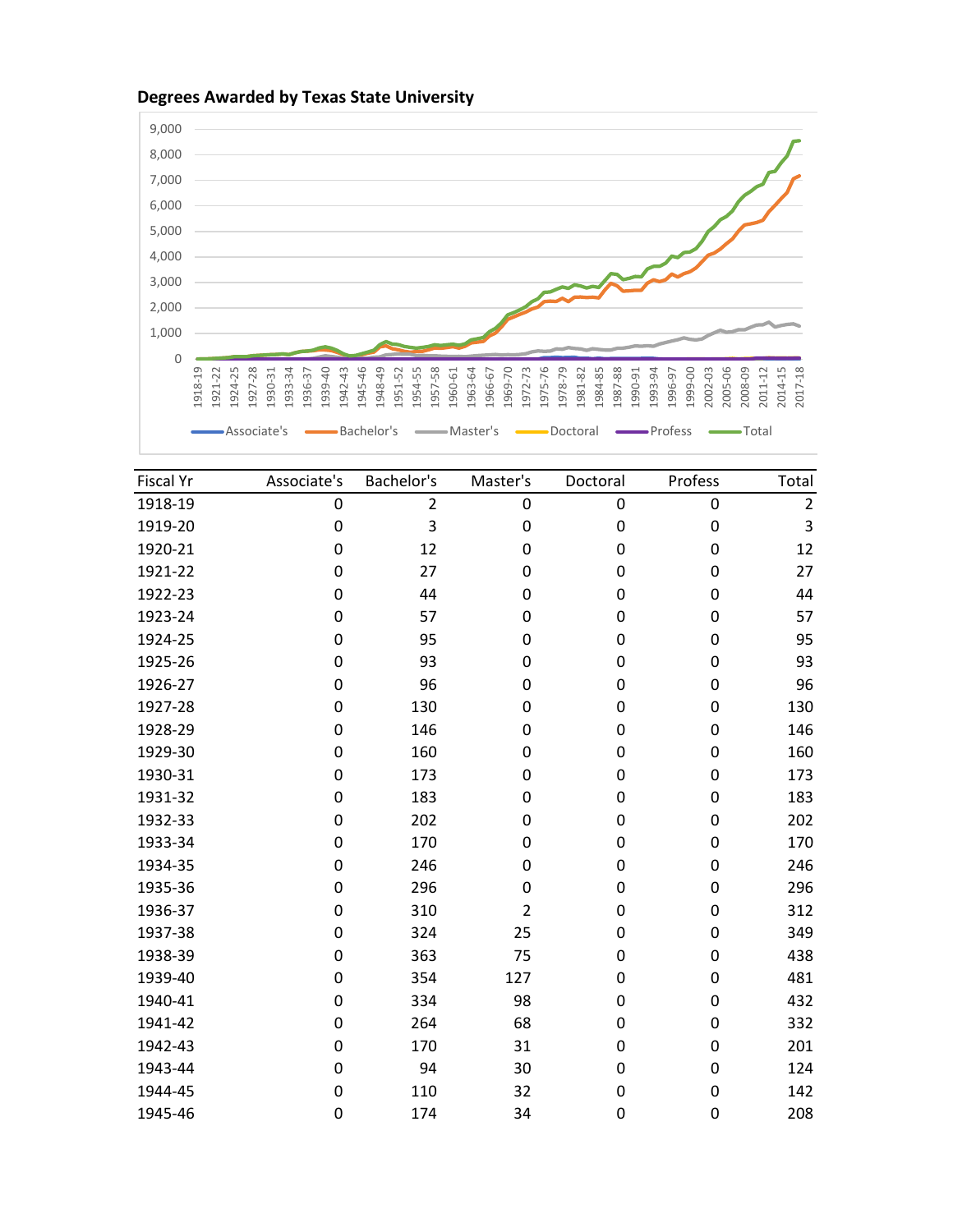**Degrees Awarded by Texas State University**

| Fiscal Yr | Associate's | Bachelor's | Master's | Doctoral | Profess | Total |
|---|---|---|---|---|---|---|
| 1918-19 | 0 | 2 | 0 | 0 | 0 | 2 |
| 1919-20 | 0 | 3 | 0 | 0 | 0 | 3 |
| 1920-21 | 0 | 12 | 0 | 0 | 0 | 12 |
| 1921-22 | 0 | 27 | 0 | 0 | 0 | 27 |
| 1922-23 | 0 | 44 | 0 | 0 | 0 | 44 |
| 1923-24 | 0 | 57 | 0 | 0 | 0 | 57 |
| 1924-25 | 0 | 95 | 0 | 0 | 0 | 95 |
| 1925-26 | 0 | 93 | 0 | 0 | 0 | 93 |
| 1926-27 | 0 | 96 | 0 | 0 | 0 | 96 |
| 1927-28 | 0 | 130 | 0 | 0 | 0 | 130 |
| 1928-29 | 0 | 146 | 0 | 0 | 0 | 146 |
| 1929-30 | 0 | 160 | 0 | 0 | 0 | 160 |
| 1930-31 | 0 | 173 | 0 | 0 | 0 | 173 |
| 1931-32 | 0 | 183 | 0 | 0 | 0 | 183 |
| 1932-33 | 0 | 202 | 0 | 0 | 0 | 202 |
| 1933-34 | 0 | 170 | 0 | 0 | 0 | 170 |
| 1934-35 | 0 | 246 | 0 | 0 | 0 | 246 |
| 1935-36 | 0 | 296 | 0 | 0 | 0 | 296 |
| 1936-37 | 0 | 310 | 2 | 0 | 0 | 312 |
| 1937-38 | 0 | 324 | 25 | 0 | 0 | 349 |
| 1938-39 | 0 | 363 | 75 | 0 | 0 | 438 |
| 1939-40 | 0 | 354 | 127 | 0 | 0 | 481 |
| 1940-41 | 0 | 334 | 98 | 0 | 0 | 432 |
| 1941-42 | 0 | 264 | 68 | 0 | 0 | 332 |
| 1942-43 | 0 | 170 | 31 | 0 | 0 | 201 |
| 1943-44 | 0 | 94 | 30 | 0 | 0 | 124 |
| 1944-45 | 0 | 110 | 32 | 0 | 0 | 142 |
| 1945-46 | 0 | 174 | 34 | 0 | 0 | 208 |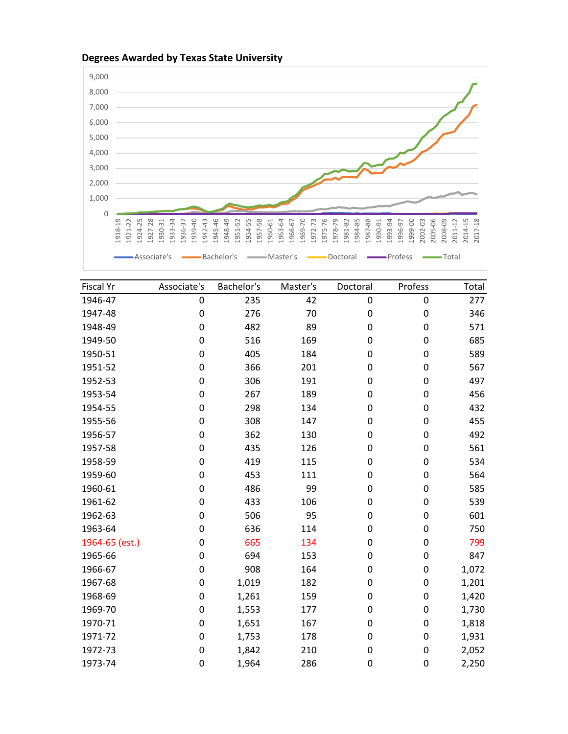## Degrees Awarded by Texas State University

| Fiscal Yr | Associate's | Bachelor's | Master's | Doctoral | Profess | Total |
|---|---|---|---|---|---|---|
| 1946-47 | 0 | 235 | 42 | 0 | 0 | 277 |
| 1947-48 | 0 | 276 | 70 | 0 | 0 | 346 |
| 1948-49 | 0 | 482 | 89 | 0 | 0 | 571 |
| 1949-50 | 0 | 516 | 169 | 0 | 0 | 685 |
| 1950-51 | 0 | 405 | 184 | 0 | 0 | 589 |
| 1951-52 | 0 | 366 | 201 | 0 | 0 | 567 |
| 1952-53 | 0 | 306 | 191 | 0 | 0 | 497 |
| 1953-54 | 0 | 267 | 189 | 0 | 0 | 456 |
| 1954-55 | 0 | 298 | 134 | 0 | 0 | 432 |
| 1955-56 | 0 | 308 | 147 | 0 | 0 | 455 |
| 1956-57 | 0 | 362 | 130 | 0 | 0 | 492 |
| 1957-58 | 0 | 435 | 126 | 0 | 0 | 561 |
| 1958-59 | 0 | 419 | 115 | 0 | 0 | 534 |
| 1959-60 | 0 | 453 | 111 | 0 | 0 | 564 |
| 1960-61 | 0 | 486 | 99 | 0 | 0 | 585 |
| 1961-62 | 0 | 433 | 106 | 0 | 0 | 539 |
| 1962-63 | 0 | 506 | 95 | 0 | 0 | 601 |
| 1963-64 | 0 | 636 | 114 | 0 | 0 | 750 |
| 1964-65 (est.) | 0 | 665 | 134 | 0 | 0 | 799 |
| 1965-66 | 0 | 694 | 153 | 0 | 0 | 847 |
| 1966-67 | 0 | 908 | 164 | 0 | 0 | 1,072 |
| 1967-68 | 0 | 1,019 | 182 | 0 | 0 | 1,201 |
| 1968-69 | 0 | 1,261 | 159 | 0 | 0 | 1,420 |
| 1969-70 | 0 | 1,553 | 177 | 0 | 0 | 1,730 |
| 1970-71 | 0 | 1,651 | 167 | 0 | 0 | 1,818 |
| 1971-72 | 0 | 1,753 | 178 | 0 | 0 | 1,931 |
| 1972-73 | 0 | 1,842 | 210 | 0 | 0 | 2,052 |
| 1973-74 | 0 | 1,964 | 286 | 0 | 0 | 2,250 |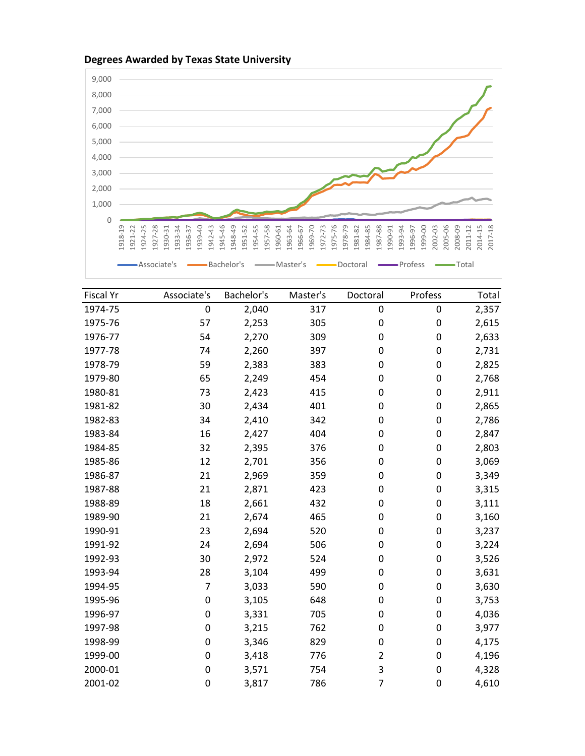**Degrees Awarded by Texas State University**

| Fiscal Yr | Associate's | Bachelor's | Master's | Doctoral | Profess | Total |
|---|---|---|---|---|---|---|
| 1974-75 | 0 | 2,040 | 317 | 0 | 0 | 2,357 |
| 1975-76 | 57 | 2,253 | 305 | 0 | 0 | 2,615 |
| 1976-77 | 54 | 2,270 | 309 | 0 | 0 | 2,633 |
| 1977-78 | 74 | 2,260 | 397 | 0 | 0 | 2,731 |
| 1978-79 | 59 | 2,383 | 383 | 0 | 0 | 2,825 |
| 1979-80 | 65 | 2,249 | 454 | 0 | 0 | 2,768 |
| 1980-81 | 73 | 2,423 | 415 | 0 | 0 | 2,911 |
| 1981-82 | 30 | 2,434 | 401 | 0 | 0 | 2,865 |
| 1982-83 | 34 | 2,410 | 342 | 0 | 0 | 2,786 |
| 1983-84 | 16 | 2,427 | 404 | 0 | 0 | 2,847 |
| 1984-85 | 32 | 2,395 | 376 | 0 | 0 | 2,803 |
| 1985-86 | 12 | 2,701 | 356 | 0 | 0 | 3,069 |
| 1986-87 | 21 | 2,969 | 359 | 0 | 0 | 3,349 |
| 1987-88 | 21 | 2,871 | 423 | 0 | 0 | 3,315 |
| 1988-89 | 18 | 2,661 | 432 | 0 | 0 | 3,111 |
| 1989-90 | 21 | 2,674 | 465 | 0 | 0 | 3,160 |
| 1990-91 | 23 | 2,694 | 520 | 0 | 0 | 3,237 |
| 1991-92 | 24 | 2,694 | 506 | 0 | 0 | 3,224 |
| 1992-93 | 30 | 2,972 | 524 | 0 | 0 | 3,526 |
| 1993-94 | 28 | 3,104 | 499 | 0 | 0 | 3,631 |
| 1994-95 | 7 | 3,033 | 590 | 0 | 0 | 3,630 |
| 1995-96 | 0 | 3,105 | 648 | 0 | 0 | 3,753 |
| 1996-97 | 0 | 3,331 | 705 | 0 | 0 | 4,036 |
| 1997-98 | 0 | 3,215 | 762 | 0 | 0 | 3,977 |
| 1998-99 | 0 | 3,346 | 829 | 0 | 0 | 4,175 |
| 1999-00 | 0 | 3,418 | 776 | 2 | 0 | 4,196 |
| 2000-01 | 0 | 3,571 | 754 | 3 | 0 | 4,328 |
| 2001-02 | 0 | 3,817 | 786 | 7 | 0 | 4,610 |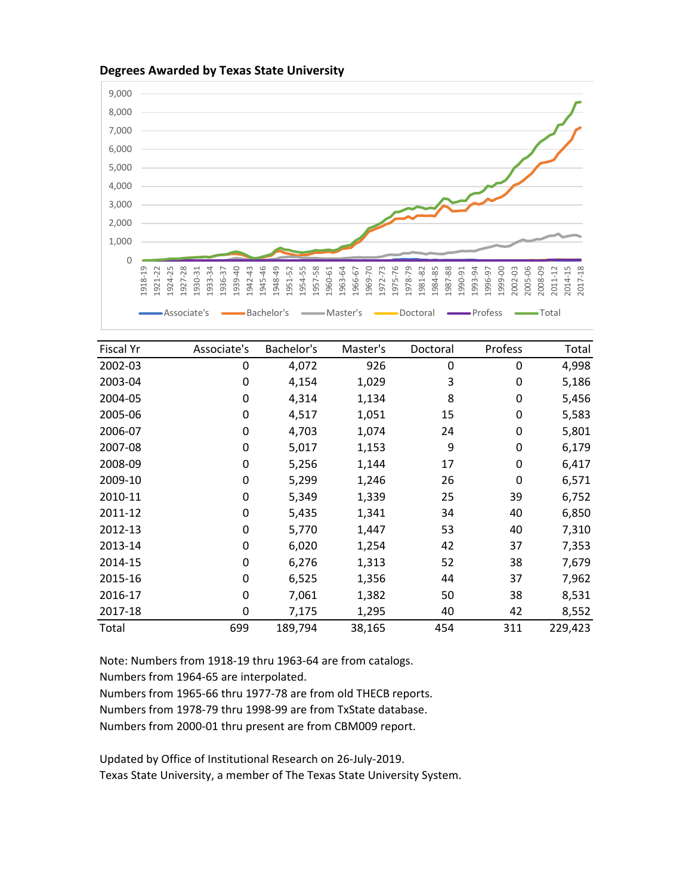**Degrees Awarded by Texas State University**

9,000
8,000
7,000
6,000
5,000
4,000
3,000
2,000
1,000
0

1918-19 1921-22 1924-25 1927-28 1930-31 1933-34 1936-37 1939-40 1942-43 1945-46 1948-49 1951-52 1954-55 1957-58 1960-61 1963-64 1966-67 1969-70 1972-73 1975-76 1978-79 1981-82 1984-85 1987-88 1990-91 1993-94 1996-97 1999-00 2002-03 2005-06 2008-09 2011-12 2014-15 2017-18

Associate's Bachelor's Master's Doctoral Profess Total

| Fiscal Yr | Associate's | Bachelor's | Master's | Doctoral | Profess | Total |
|---|---|---|---|---|---|---|
| 2002-03 | 0 | 4,072 | 926 | 0 | 0 | 4,998 |
| 2003-04 | 0 | 4,154 | 1,029 | 3 | 0 | 5,186 |
| 2004-05 | 0 | 4,314 | 1,134 | 8 | 0 | 5,456 |
| 2005-06 | 0 | 4,517 | 1,051 | 15 | 0 | 5,583 |
| 2006-07 | 0 | 4,703 | 1,074 | 24 | 0 | 5,801 |
| 2007-08 | 0 | 5,017 | 1,153 | 9 | 0 | 6,179 |
| 2008-09 | 0 | 5,256 | 1,144 | 17 | 0 | 6,417 |
| 2009-10 | 0 | 5,299 | 1,246 | 26 | 0 | 6,571 |
| 2010-11 | 0 | 5,349 | 1,339 | 25 | 39 | 6,752 |
| 2011-12 | 0 | 5,435 | 1,341 | 34 | 40 | 6,850 |
| 2012-13 | 0 | 5,770 | 1,447 | 53 | 40 | 7,310 |
| 2013-14 | 0 | 6,020 | 1,254 | 42 | 37 | 7,353 |
| 2014-15 | 0 | 6,276 | 1,313 | 52 | 38 | 7,679 |
| 2015-16 | 0 | 6,525 | 1,356 | 44 | 37 | 7,962 |
| 2016-17 | 0 | 7,061 | 1,382 | 50 | 38 | 8,531 |
| 2017-18 | 0 | 7,175 | 1,295 | 40 | 42 | 8,552 |
| Total | 699 | 189,794 | 38,165 | 454 | 311 | 229,423 |

Note: Numbers from 1918-19 thru 1963-64 are from catalogs.
Numbers from 1964-65 are interpolated.
Numbers from 1965-66 thru 1977-78 are from old THECB reports.
Numbers from 1978-79 thru 1998-99 are from TxState database.
Numbers from 2000-01 thru present are from CBM009 report.

Updated by Office of Institutional Research on 26-July-2019.
Texas State University, a member of The Texas State University System.